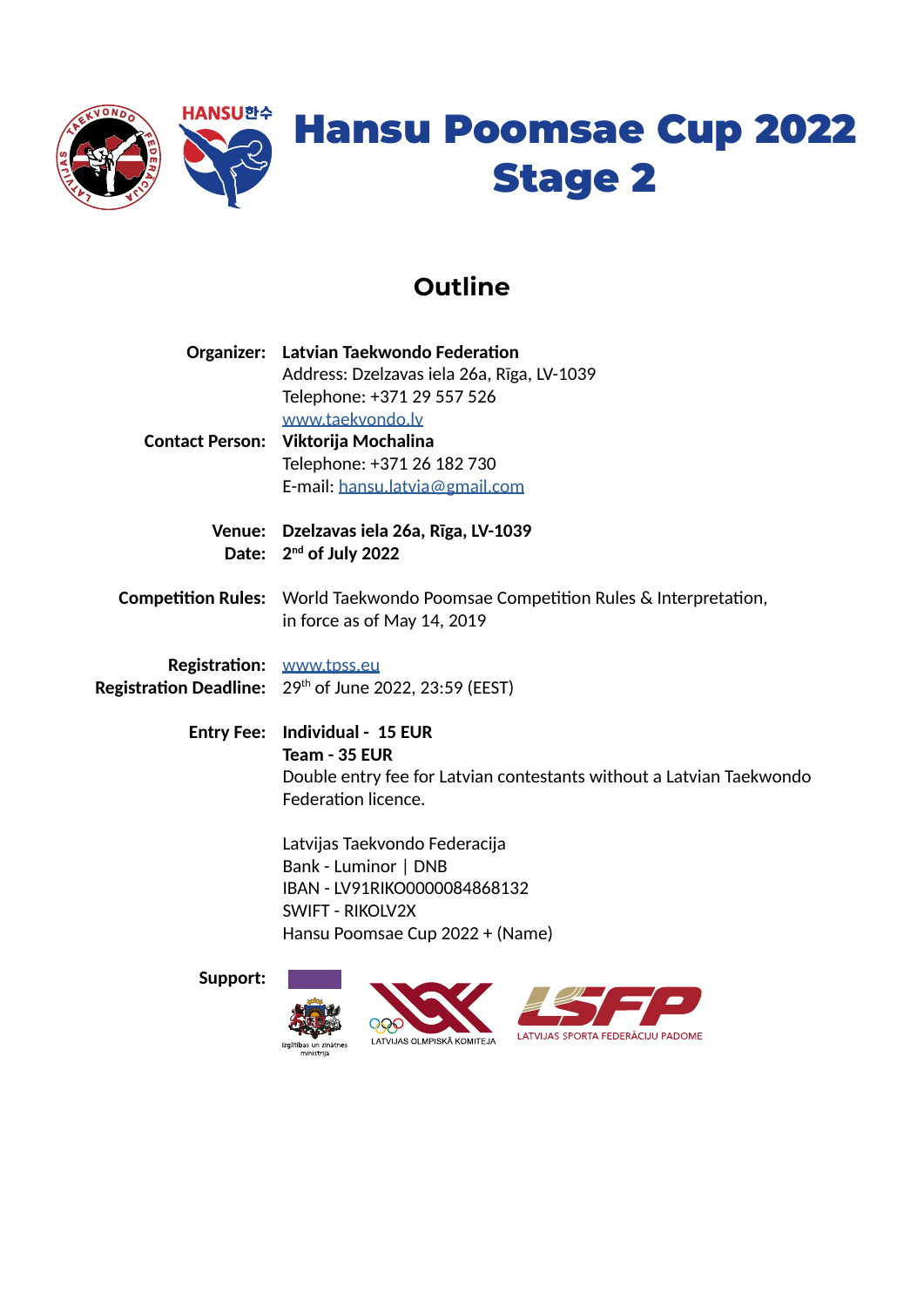# Hansu Poomsae Cup 2022
# Stage 2

## Outline

**Organizer:** **Latvian Taekwondo Federation**
Address: Dzelzavas iela 26a, Rīga, LV-1039
Telephone: +371 29 557 526
www.taekvondo.lv

**Contact Person:** **Viktorija Mochalina**
Telephone: +371 26 182 730
E-mail: hansu.latvia@gmail.com

**Venue:** **Dzelzavas iela 26a, Rīga, LV-1039**
**Date:** **2nd of July 2022**

**Competition Rules:** World Taekwondo Poomsae Competition Rules & Interpretation, in force as of May 14, 2019

**Registration:** www.tpss.eu
**Registration Deadline:** 29th of June 2022, 23:59 (EEST)

**Entry Fee:** **Individual - 15 EUR**
**Team - 35 EUR**
Double entry fee for Latvian contestants without a Latvian Taekwondo Federation licence.

Latvijas Taekwondo Federacija
Bank - Luminor | DNB
IBAN - LV91RIKO0000084868132
SWIFT - RIKOLV2X
Hansu Poomsae Cup 2022 + (Name)

**Support:**

Izglītības un zinātnes ministrija

LATVIJAS OLIMPISKĀ KOMITEJA

LATVIJAS SPORTA FEDERĀCIJU PADOME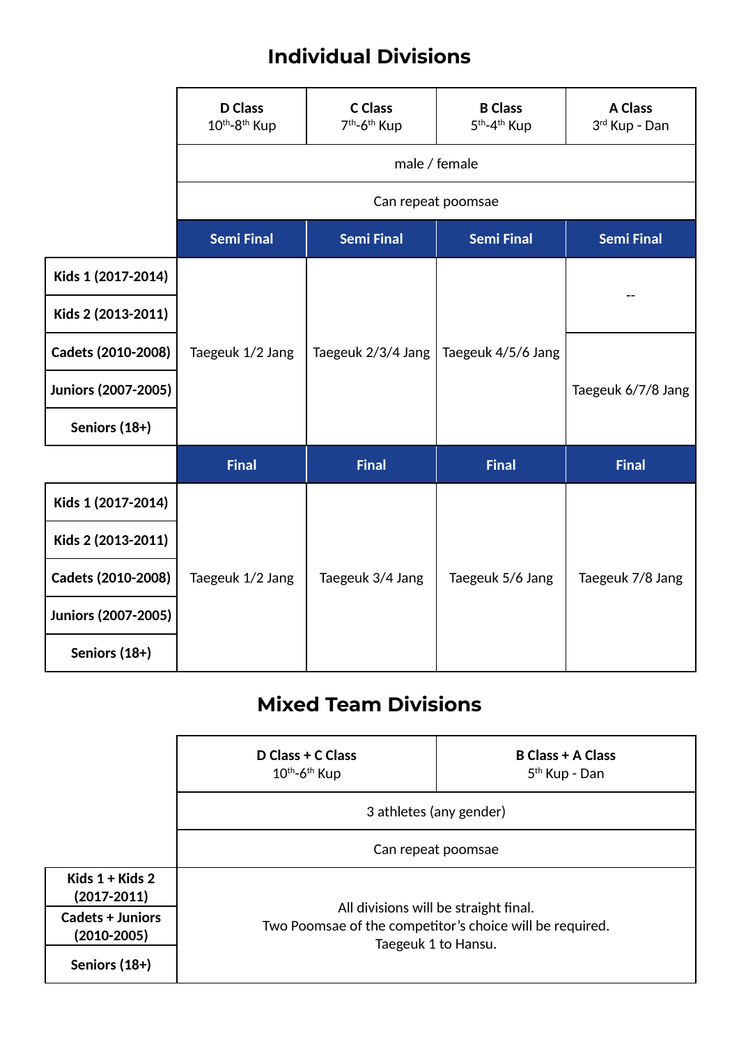## Individual Divisions

| | D Class 10th-8th Kup | C Class 7th-6th Kup | B Class 5th-4th Kup | A Class 3rd Kup - Dan |
|---|---|---|---|---|
| | male / female | | | |
| | Can repeat poomsae | | | |
| | **Semi Final** | **Semi Final** | **Semi Final** | **Semi Final** |
| **Kids 1 (2017-2014)** | Taegeuk 1/2 Jang | Taegeuk 2/3/4 Jang | Taegeuk 4/5/6 Jang | -- |
| **Kids 2 (2013-2011)** | Taegeuk 1/2 Jang | Taegeuk 2/3/4 Jang | Taegeuk 4/5/6 Jang | -- |
| **Cadets (2010-2008)** | Taegeuk 1/2 Jang | Taegeuk 2/3/4 Jang | Taegeuk 4/5/6 Jang | Taegeuk 6/7/8 Jang |
| **Juniors (2007-2005)** | Taegeuk 1/2 Jang | Taegeuk 2/3/4 Jang | Taegeuk 4/5/6 Jang | Taegeuk 6/7/8 Jang |
| **Seniors (18+)** | Taegeuk 1/2 Jang | Taegeuk 2/3/4 Jang | Taegeuk 4/5/6 Jang | Taegeuk 6/7/8 Jang |
| | **Final** | **Final** | **Final** | **Final** |
| **Kids 1 (2017-2014)** | Taegeuk 1/2 Jang | Taegeuk 3/4 Jang | Taegeuk 5/6 Jang | Taegeuk 7/8 Jang |
| **Kids 2 (2013-2011)** | Taegeuk 1/2 Jang | Taegeuk 3/4 Jang | Taegeuk 5/6 Jang | Taegeuk 7/8 Jang |
| **Cadets (2010-2008)** | Taegeuk 1/2 Jang | Taegeuk 3/4 Jang | Taegeuk 5/6 Jang | Taegeuk 7/8 Jang |
| **Juniors (2007-2005)** | Taegeuk 1/2 Jang | Taegeuk 3/4 Jang | Taegeuk 5/6 Jang | Taegeuk 7/8 Jang |
| **Seniors (18+)** | Taegeuk 1/2 Jang | Taegeuk 3/4 Jang | Taegeuk 5/6 Jang | Taegeuk 7/8 Jang |

## Mixed Team Divisions

| | D Class + C Class 10th-6th Kup | B Class + A Class 5th Kup - Dan |
|---|---|---|
| | 3 athletes (any gender) | |
| | Can repeat poomsae | |
| **Kids 1 + Kids 2 (2017-2011)** | All divisions will be straight final. Two Poomsae of the competitor's choice will be required. Taegeuk 1 to Hansu. | |
| **Cadets + Juniors (2010-2005)** | | |
| **Seniors (18+)** | | |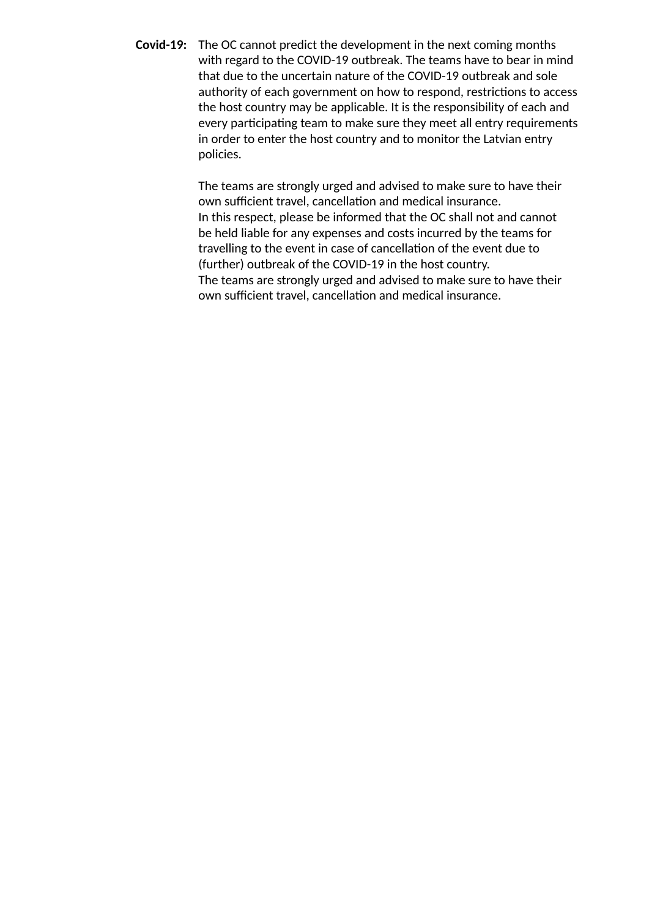**Covid-19:** The OC cannot predict the development in the next coming months with regard to the COVID-19 outbreak. The teams have to bear in mind that due to the uncertain nature of the COVID-19 outbreak and sole authority of each government on how to respond, restrictions to access the host country may be applicable. It is the responsibility of each and every participating team to make sure they meet all entry requirements in order to enter the host country and to monitor the Latvian entry policies.

The teams are strongly urged and advised to make sure to have their own sufficient travel, cancellation and medical insurance.
In this respect, please be informed that the OC shall not and cannot be held liable for any expenses and costs incurred by the teams for travelling to the event in case of cancellation of the event due to (further) outbreak of the COVID-19 in the host country.
The teams are strongly urged and advised to make sure to have their own sufficient travel, cancellation and medical insurance.